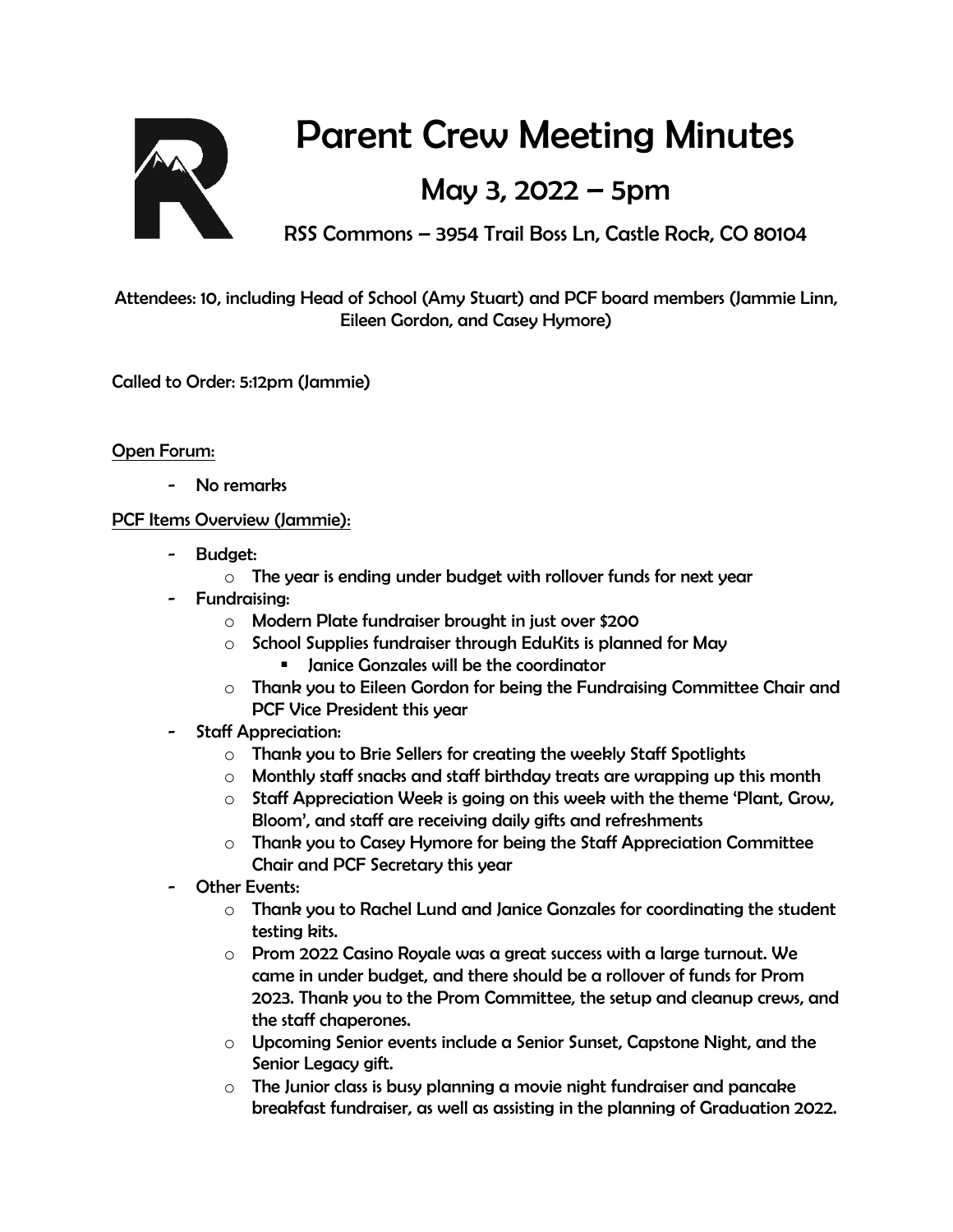# Parent Crew Meeting Minutes

## May 3, 2022 – 5pm

RSS Commons – 3954 Trail Boss Ln, Castle Rock, CO 80104

Attendees: 10, including Head of School (Amy Stuart) and PCF board members (Jammie Linn, Eileen Gordon, and Casey Hymore)

Called to Order: 5:12pm (Jammie)

Open Forum:

- No remarks

PCF Items Overview (Jammie):

- Budget:
  - The year is ending under budget with rollover funds for next year
- Fundraising:
  - Modern Plate fundraiser brought in just over $200
  - School Supplies fundraiser through EduKits is planned for May
    - Janice Gonzales will be the coordinator
  - Thank you to Eileen Gordon for being the Fundraising Committee Chair and PCF Vice President this year
- Staff Appreciation:
  - Thank you to Brie Sellers for creating the weekly Staff Spotlights
  - Monthly staff snacks and staff birthday treats are wrapping up this month
  - Staff Appreciation Week is going on this week with the theme 'Plant, Grow, Bloom', and staff are receiving daily gifts and refreshments
  - Thank you to Casey Hymore for being the Staff Appreciation Committee Chair and PCF Secretary this year
- Other Events:
  - Thank you to Rachel Lund and Janice Gonzales for coordinating the student testing kits.
  - Prom 2022 Casino Royale was a great success with a large turnout. We came in under budget, and there should be a rollover of funds for Prom 2023. Thank you to the Prom Committee, the setup and cleanup crews, and the staff chaperones.
  - Upcoming Senior events include a Senior Sunset, Capstone Night, and the Senior Legacy gift.
  - The Junior class is busy planning a movie night fundraiser and pancake breakfast fundraiser, as well as assisting in the planning of Graduation 2022.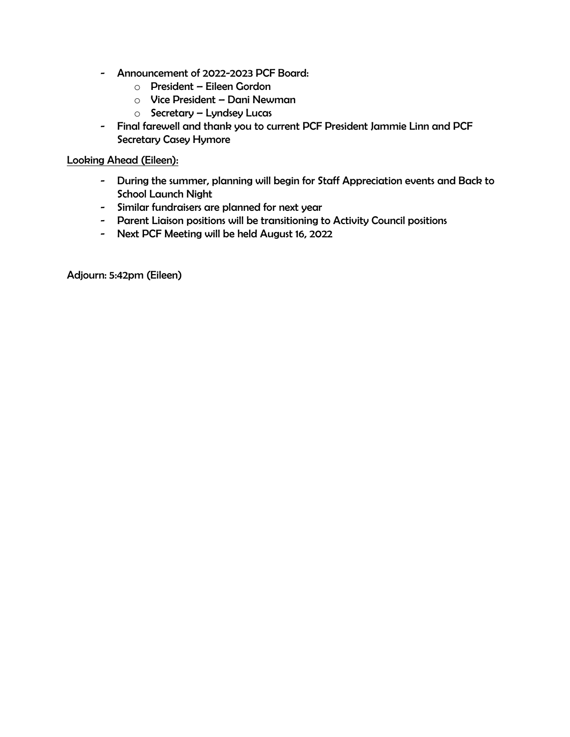- Announcement of 2022-2023 PCF Board:
  - President – Eileen Gordon
  - Vice President – Dani Newman
  - Secretary – Lyndsey Lucas
- Final farewell and thank you to current PCF President Jammie Linn and PCF Secretary Casey Hymore

Looking Ahead (Eileen):

- During the summer, planning will begin for Staff Appreciation events and Back to School Launch Night
- Similar fundraisers are planned for next year
- Parent Liaison positions will be transitioning to Activity Council positions
- Next PCF Meeting will be held August 16, 2022

Adjourn: 5:42pm (Eileen)